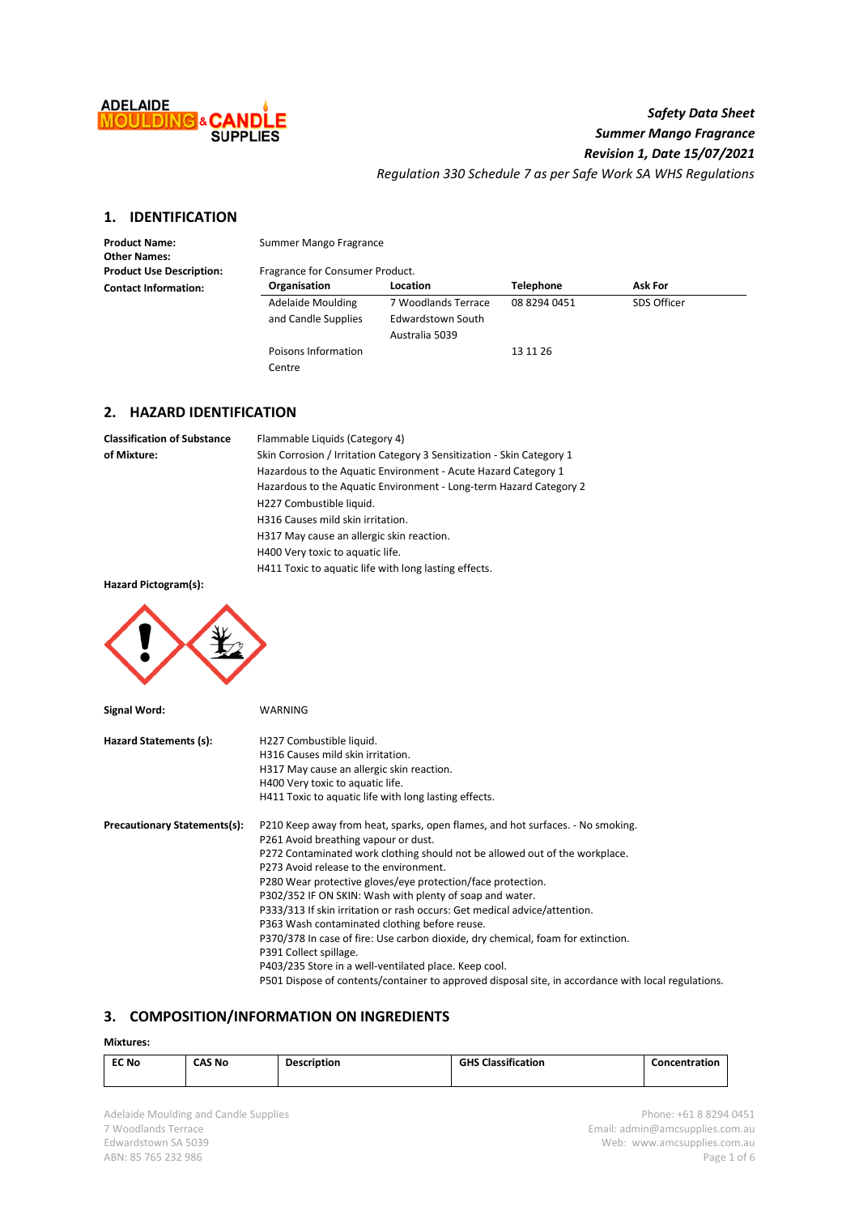*Safety Data Sheet*
***Summer Mango Fragrance***
***Revision 1, Date 15/07/2021***
*Regulation 330 Schedule 7 as per Safe Work SA WHS Regulations*

## 1. IDENTIFICATION

**Product Name:** Summer Mango Fragrance

**Other Names:**

**Product Use Description:** Fragrance for Consumer Product.

**Contact Information:**

| Organisation | Location | Telephone | Ask For |
|---|---|---|---|
| Adelaide Moulding and Candle Supplies | 7 Woodlands Terrace Edwardstown South Australia 5039 | 08 8294 0451 | SDS Officer |
| Poisons Information Centre | | 13 11 26 | |

## 2. HAZARD IDENTIFICATION

**Classification of Substance of Mixture:**

Flammable Liquids (Category 4)
Skin Corrosion / Irritation Category 3 Sensitization - Skin Category 1
Hazardous to the Aquatic Environment - Acute Hazard Category 1
Hazardous to the Aquatic Environment - Long-term Hazard Category 2
H227 Combustible liquid.
H316 Causes mild skin irritation.
H317 May cause an allergic skin reaction.
H400 Very toxic to aquatic life.
H411 Toxic to aquatic life with long lasting effects.

**Hazard Pictogram(s):**

**Signal Word:** WARNING

**Hazard Statements (s):**

H227 Combustible liquid.
H316 Causes mild skin irritation.
H317 May cause an allergic skin reaction.
H400 Very toxic to aquatic life.
H411 Toxic to aquatic life with long lasting effects.

**Precautionary Statements(s):**

P210 Keep away from heat, sparks, open flames, and hot surfaces. - No smoking.
P261 Avoid breathing vapour or dust.
P272 Contaminated work clothing should not be allowed out of the workplace.
P273 Avoid release to the environment.
P280 Wear protective gloves/eye protection/face protection.
P302/352 IF ON SKIN: Wash with plenty of soap and water.
P333/313 If skin irritation or rash occurs: Get medical advice/attention.
P363 Wash contaminated clothing before reuse.
P370/378 In case of fire: Use carbon dioxide, dry chemical, foam for extinction.
P391 Collect spillage.
P403/235 Store in a well-ventilated place. Keep cool.
P501 Dispose of contents/container to approved disposal site, in accordance with local regulations.

## 3. COMPOSITION/INFORMATION ON INGREDIENTS

**Mixtures:**

| EC No | CAS No | Description | GHS Classification | Concentration |
|---|---|---|---|---|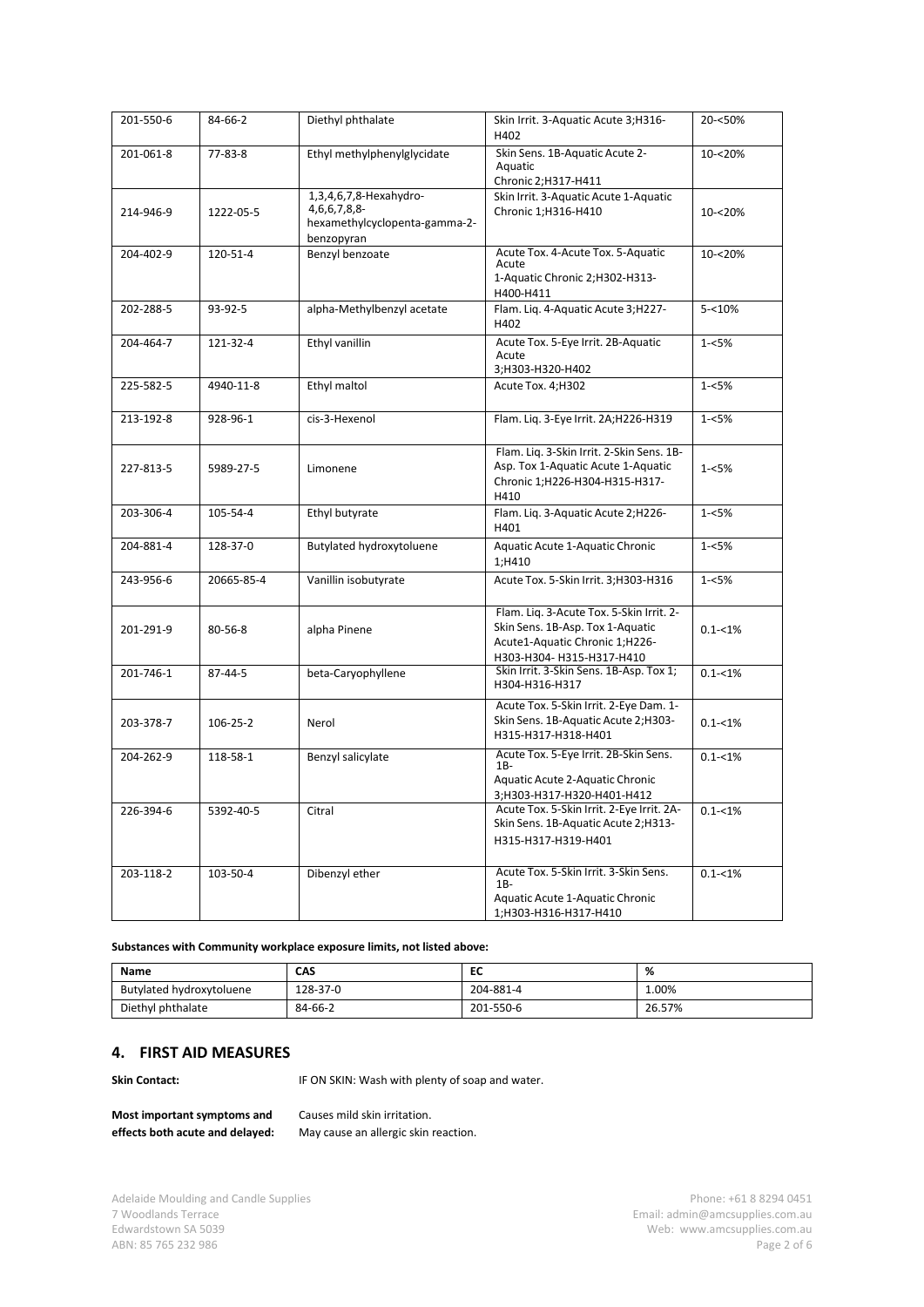| 201-550-6 | 84-66-2 | Diethyl phthalate | Skin Irrit. 3-Aquatic Acute 3;H316-H402 | 20-<50% |
|---|---|---|---|---|
| 201-061-8 | 77-83-8 | Ethyl methylphenylglycidate | Skin Sens. 1B-Aquatic Acute 2-Aquatic Chronic 2;H317-H411 | 10-<20% |
| 214-946-9 | 1222-05-5 | 1,3,4,6,7,8-Hexahydro-4,6,6,7,8,8-hexamethylcyclopenta-gamma-2-benzopyran | Skin Irrit. 3-Aquatic Acute 1-Aquatic Chronic 1;H316-H410 | 10-<20% |
| 204-402-9 | 120-51-4 | Benzyl benzoate | Acute Tox. 4-Acute Tox. 5-Aquatic Acute 1-Aquatic Chronic 2;H302-H313-H400-H411 | 10-<20% |
| 202-288-5 | 93-92-5 | alpha-Methylbenzyl acetate | Flam. Liq. 4-Aquatic Acute 3;H227-H402 | 5-<10% |
| 204-464-7 | 121-32-4 | Ethyl vanillin | Acute Tox. 5-Eye Irrit. 2B-Aquatic Acute 3;H303-H320-H402 | 1-<5% |
| 225-582-5 | 4940-11-8 | Ethyl maltol | Acute Tox. 4;H302 | 1-<5% |
| 213-192-8 | 928-96-1 | cis-3-Hexenol | Flam. Liq. 3-Eye Irrit. 2A;H226-H319 | 1-<5% |
| 227-813-5 | 5989-27-5 | Limonene | Flam. Liq. 3-Skin Irrit. 2-Skin Sens. 1B-Asp. Tox 1-Aquatic Acute 1-Aquatic Chronic 1;H226-H304-H315-H317-H410 | 1-<5% |
| 203-306-4 | 105-54-4 | Ethyl butyrate | Flam. Liq. 3-Aquatic Acute 2;H226-H401 | 1-<5% |
| 204-881-4 | 128-37-0 | Butylated hydroxytoluene | Aquatic Acute 1-Aquatic Chronic 1;H410 | 1-<5% |
| 243-956-6 | 20665-85-4 | Vanillin isobutyrate | Acute Tox. 5-Skin Irrit. 3;H303-H316 | 1-<5% |
| 201-291-9 | 80-56-8 | alpha Pinene | Flam. Liq. 3-Acute Tox. 5-Skin Irrit. 2-Skin Sens. 1B-Asp. Tox 1-Aquatic Acute1-Aquatic Chronic 1;H226-H303-H304- H315-H317-H410 | 0.1-<1% |
| 201-746-1 | 87-44-5 | beta-Caryophyllene | Skin Irrit. 3-Skin Sens. 1B-Asp. Tox 1; H304-H316-H317 | 0.1-<1% |
| 203-378-7 | 106-25-2 | Nerol | Acute Tox. 5-Skin Irrit. 2-Eye Dam. 1-Skin Sens. 1B-Aquatic Acute 2;H303-H315-H317-H318-H401 | 0.1-<1% |
| 204-262-9 | 118-58-1 | Benzyl salicylate | Acute Tox. 5-Eye Irrit. 2B-Skin Sens. 1B-Aquatic Acute 2-Aquatic Chronic 3;H303-H317-H320-H401-H412 | 0.1-<1% |
| 226-394-6 | 5392-40-5 | Citral | Acute Tox. 5-Skin Irrit. 2-Eye Irrit. 2A-Skin Sens. 1B-Aquatic Acute 2;H313-H315-H317-H319-H401 | 0.1-<1% |
| 203-118-2 | 103-50-4 | Dibenzyl ether | Acute Tox. 5-Skin Irrit. 3-Skin Sens. 1B-Aquatic Acute 1-Aquatic Chronic 1;H303-H316-H317-H410 | 0.1-<1% |

**Substances with Community workplace exposure limits, not listed above:**

| Name | CAS | EC | % |
|---|---|---|---|
| Butylated hydroxytoluene | 128-37-0 | 204-881-4 | 1.00% |
| Diethyl phthalate | 84-66-2 | 201-550-6 | 26.57% |

## 4. FIRST AID MEASURES

**Skin Contact:** IF ON SKIN: Wash with plenty of soap and water.

**Most important symptoms and effects both acute and delayed:** Causes mild skin irritation.
May cause an allergic skin reaction.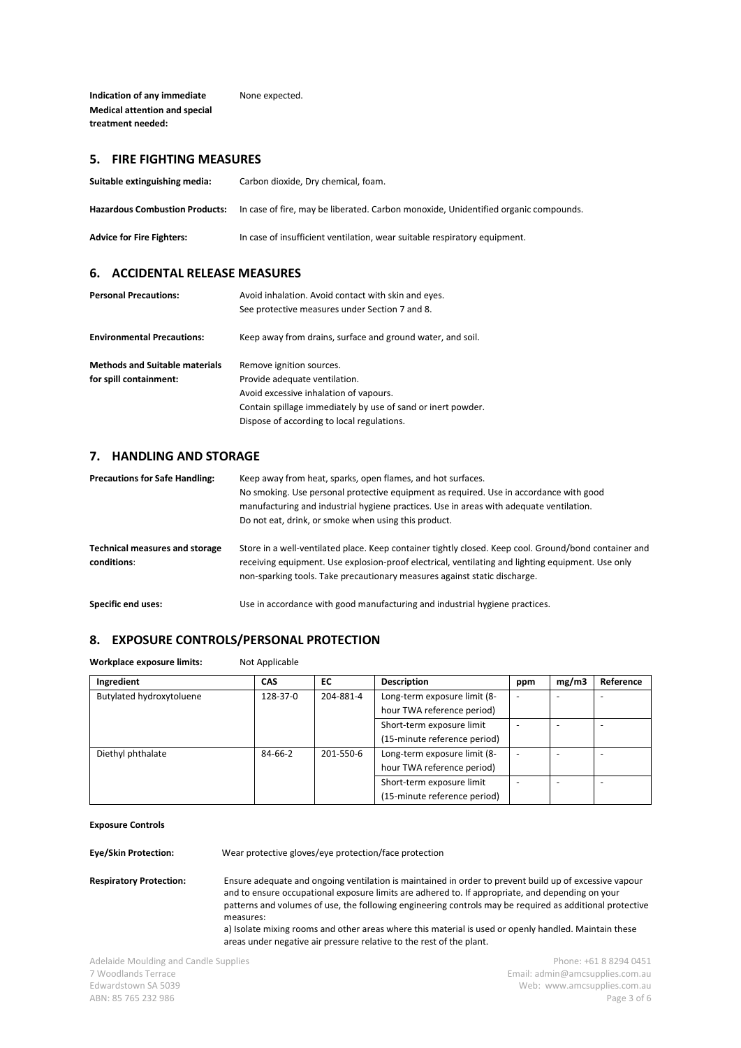**Indication of any immediate Medical attention and special treatment needed:** None expected.

## 5. FIRE FIGHTING MEASURES

**Suitable extinguishing media:** Carbon dioxide, Dry chemical, foam.

**Hazardous Combustion Products:** In case of fire, may be liberated. Carbon monoxide, Unidentified organic compounds.

**Advice for Fire Fighters:** In case of insufficient ventilation, wear suitable respiratory equipment.

## 6. ACCIDENTAL RELEASE MEASURES

**Personal Precautions:** Avoid inhalation. Avoid contact with skin and eyes. See protective measures under Section 7 and 8.

**Environmental Precautions:** Keep away from drains, surface and ground water, and soil.

**Methods and Suitable materials for spill containment:**
Remove ignition sources.
Provide adequate ventilation.
Avoid excessive inhalation of vapours.
Contain spillage immediately by use of sand or inert powder.
Dispose of according to local regulations.

## 7. HANDLING AND STORAGE

**Precautions for Safe Handling:** Keep away from heat, sparks, open flames, and hot surfaces. No smoking. Use personal protective equipment as required. Use in accordance with good manufacturing and industrial hygiene practices. Use in areas with adequate ventilation. Do not eat, drink, or smoke when using this product.

**Technical measures and storage conditions:** Store in a well-ventilated place. Keep container tightly closed. Keep cool. Ground/bond container and receiving equipment. Use explosion-proof electrical, ventilating and lighting equipment. Use only non-sparking tools. Take precautionary measures against static discharge.

**Specific end uses:** Use in accordance with good manufacturing and industrial hygiene practices.

## 8. EXPOSURE CONTROLS/PERSONAL PROTECTION

**Workplace exposure limits:** Not Applicable

| Ingredient | CAS | EC | Description | ppm | mg/m3 | Reference |
|---|---|---|---|---|---|---|
| Butylated hydroxytoluene | 128-37-0 | 204-881-4 | Long-term exposure limit (8-hour TWA reference period) | - | - | - |
| | | | Short-term exposure limit (15-minute reference period) | - | - | - |
| Diethyl phthalate | 84-66-2 | 201-550-6 | Long-term exposure limit (8-hour TWA reference period) | - | - | - |
| | | | Short-term exposure limit (15-minute reference period) | - | - | - |

**Exposure Controls**

**Eye/Skin Protection:** Wear protective gloves/eye protection/face protection

**Respiratory Protection:** Ensure adequate and ongoing ventilation is maintained in order to prevent build up of excessive vapour and to ensure occupational exposure limits are adhered to. If appropriate, and depending on your patterns and volumes of use, the following engineering controls may be required as additional protective measures:
a) Isolate mixing rooms and other areas where this material is used or openly handled. Maintain these areas under negative air pressure relative to the rest of the plant.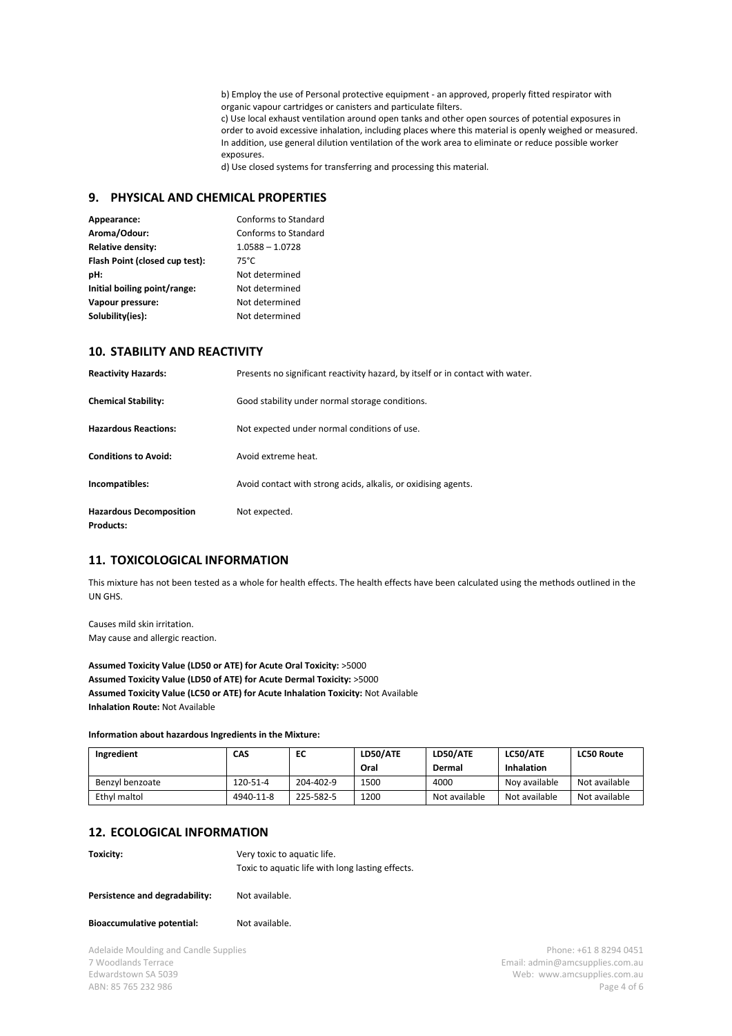b) Employ the use of Personal protective equipment - an approved, properly fitted respirator with organic vapour cartridges or canisters and particulate filters.
c) Use local exhaust ventilation around open tanks and other open sources of potential exposures in order to avoid excessive inhalation, including places where this material is openly weighed or measured. In addition, use general dilution ventilation of the work area to eliminate or reduce possible worker exposures.
d) Use closed systems for transferring and processing this material.

## 9. PHYSICAL AND CHEMICAL PROPERTIES

**Appearance:** Conforms to Standard
**Aroma/Odour:** Conforms to Standard
**Relative density:** 1.0588 – 1.0728
**Flash Point (closed cup test):** 75°C
**pH:** Not determined
**Initial boiling point/range:** Not determined
**Vapour pressure:** Not determined
**Solubility(ies):** Not determined

## 10. STABILITY AND REACTIVITY

**Reactivity Hazards:** Presents no significant reactivity hazard, by itself or in contact with water.

**Chemical Stability:** Good stability under normal storage conditions.

**Hazardous Reactions:** Not expected under normal conditions of use.

**Conditions to Avoid:** Avoid extreme heat.

**Incompatibles:** Avoid contact with strong acids, alkalis, or oxidising agents.

**Hazardous Decomposition Products:** Not expected.

## 11. TOXICOLOGICAL INFORMATION

This mixture has not been tested as a whole for health effects. The health effects have been calculated using the methods outlined in the UN GHS.

Causes mild skin irritation.
May cause and allergic reaction.

**Assumed Toxicity Value (LD50 or ATE) for Acute Oral Toxicity:** >5000
**Assumed Toxicity Value (LD50 of ATE) for Acute Dermal Toxicity:** >5000
**Assumed Toxicity Value (LC50 or ATE) for Acute Inhalation Toxicity:** Not Available
**Inhalation Route:** Not Available

**Information about hazardous Ingredients in the Mixture:**

| Ingredient | CAS | EC | LD50/ATE Oral | LD50/ATE Dermal | LC50/ATE Inhalation | LC50 Route |
|---|---|---|---|---|---|---|
| Benzyl benzoate | 120-51-4 | 204-402-9 | 1500 | 4000 | Noy available | Not available |
| Ethyl maltol | 4940-11-8 | 225-582-5 | 1200 | Not available | Not available | Not available |

## 12. ECOLOGICAL INFORMATION

**Toxicity:** Very toxic to aquatic life.
Toxic to aquatic life with long lasting effects.

**Persistence and degradability:** Not available.

**Bioaccumulative potential:** Not available.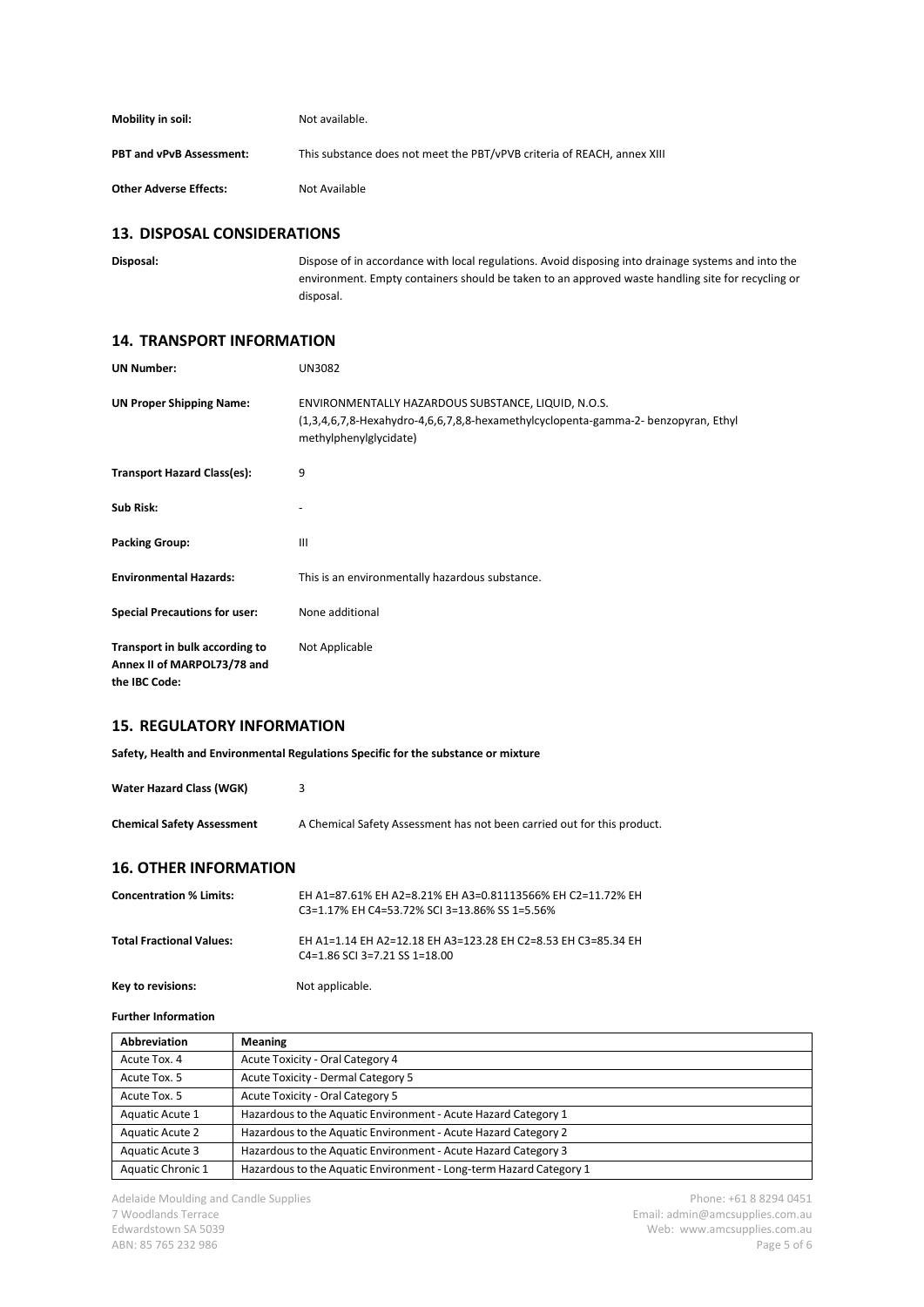**Mobility in soil:** Not available.

**PBT and vPvB Assessment:** This substance does not meet the PBT/vPVB criteria of REACH, annex XIII

**Other Adverse Effects:** Not Available

## 13. DISPOSAL CONSIDERATIONS

**Disposal:** Dispose of in accordance with local regulations. Avoid disposing into drainage systems and into the environment. Empty containers should be taken to an approved waste handling site for recycling or disposal.

## 14. TRANSPORT INFORMATION

**UN Number:** UN3082

**UN Proper Shipping Name:** ENVIRONMENTALLY HAZARDOUS SUBSTANCE, LIQUID, N.O.S. (1,3,4,6,7,8-Hexahydro-4,6,6,7,8,8-hexamethylcyclopenta-gamma-2- benzopyran, Ethyl methylphenylglycidate)

**Transport Hazard Class(es):** 9

**Sub Risk:** -

**Packing Group:** III

**Environmental Hazards:** This is an environmentally hazardous substance.

**Special Precautions for user:** None additional

**Transport in bulk according to Annex II of MARPOL73/78 and the IBC Code:** Not Applicable

## 15. REGULATORY INFORMATION

**Safety, Health and Environmental Regulations Specific for the substance or mixture**

**Water Hazard Class (WGK)** 3

**Chemical Safety Assessment** A Chemical Safety Assessment has not been carried out for this product.

## 16. OTHER INFORMATION

**Concentration % Limits:** EH A1=87.61% EH A2=8.21% EH A3=0.81113566% EH C2=11.72% EH C3=1.17% EH C4=53.72% SCI 3=13.86% SS 1=5.56%

**Total Fractional Values:** EH A1=1.14 EH A2=12.18 EH A3=123.28 EH C2=8.53 EH C3=85.34 EH C4=1.86 SCI 3=7.21 SS 1=18.00

**Key to revisions:** Not applicable.

**Further Information**

| Abbreviation | Meaning |
|---|---|
| Acute Tox. 4 | Acute Toxicity - Oral Category 4 |
| Acute Tox. 5 | Acute Toxicity - Dermal Category 5 |
| Acute Tox. 5 | Acute Toxicity - Oral Category 5 |
| Aquatic Acute 1 | Hazardous to the Aquatic Environment - Acute Hazard Category 1 |
| Aquatic Acute 2 | Hazardous to the Aquatic Environment - Acute Hazard Category 2 |
| Aquatic Acute 3 | Hazardous to the Aquatic Environment - Acute Hazard Category 3 |
| Aquatic Chronic 1 | Hazardous to the Aquatic Environment - Long-term Hazard Category 1 |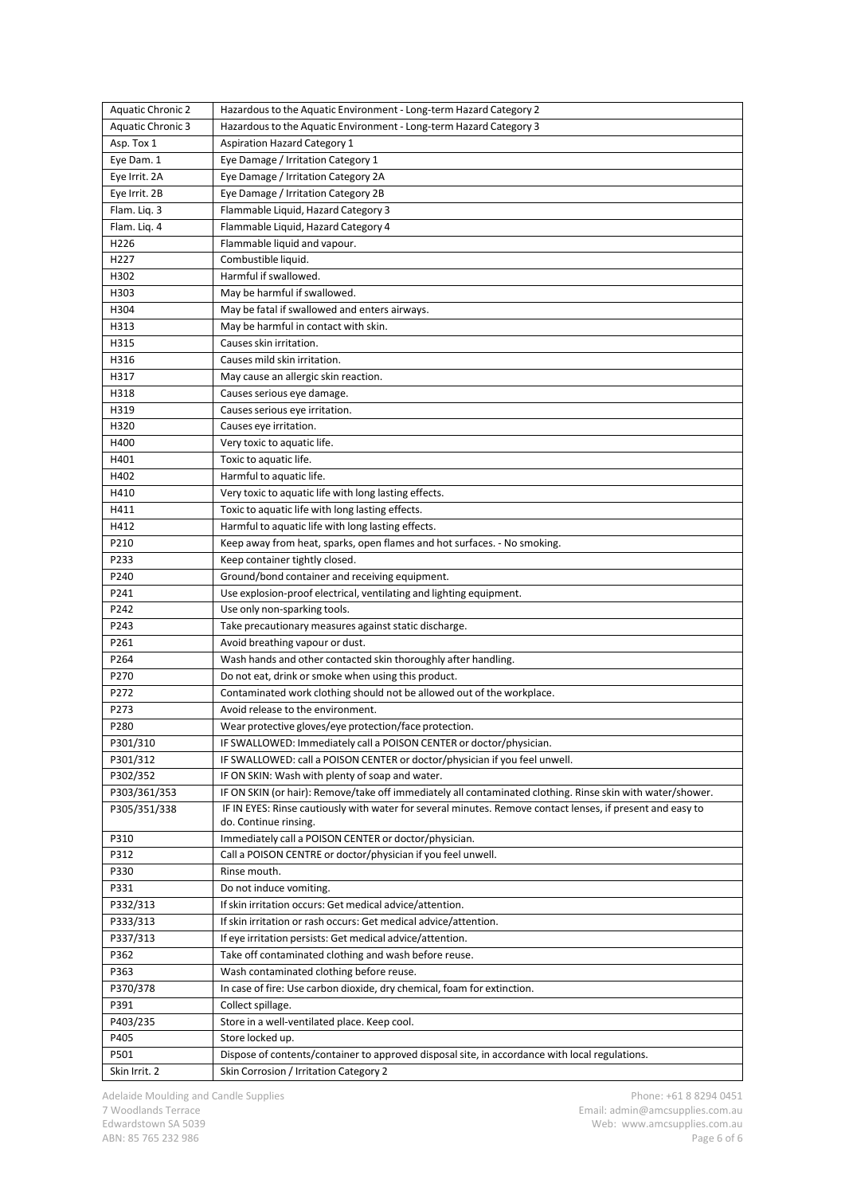| | |
|---|---|
| Aquatic Chronic 2 | Hazardous to the Aquatic Environment - Long-term Hazard Category 2 |
| Aquatic Chronic 3 | Hazardous to the Aquatic Environment - Long-term Hazard Category 3 |
| Asp. Tox 1 | Aspiration Hazard Category 1 |
| Eye Dam. 1 | Eye Damage / Irritation Category 1 |
| Eye Irrit. 2A | Eye Damage / Irritation Category 2A |
| Eye Irrit. 2B | Eye Damage / Irritation Category 2B |
| Flam. Liq. 3 | Flammable Liquid, Hazard Category 3 |
| Flam. Liq. 4 | Flammable Liquid, Hazard Category 4 |
| H226 | Flammable liquid and vapour. |
| H227 | Combustible liquid. |
| H302 | Harmful if swallowed. |
| H303 | May be harmful if swallowed. |
| H304 | May be fatal if swallowed and enters airways. |
| H313 | May be harmful in contact with skin. |
| H315 | Causes skin irritation. |
| H316 | Causes mild skin irritation. |
| H317 | May cause an allergic skin reaction. |
| H318 | Causes serious eye damage. |
| H319 | Causes serious eye irritation. |
| H320 | Causes eye irritation. |
| H400 | Very toxic to aquatic life. |
| H401 | Toxic to aquatic life. |
| H402 | Harmful to aquatic life. |
| H410 | Very toxic to aquatic life with long lasting effects. |
| H411 | Toxic to aquatic life with long lasting effects. |
| H412 | Harmful to aquatic life with long lasting effects. |
| P210 | Keep away from heat, sparks, open flames and hot surfaces. - No smoking. |
| P233 | Keep container tightly closed. |
| P240 | Ground/bond container and receiving equipment. |
| P241 | Use explosion-proof electrical, ventilating and lighting equipment. |
| P242 | Use only non-sparking tools. |
| P243 | Take precautionary measures against static discharge. |
| P261 | Avoid breathing vapour or dust. |
| P264 | Wash hands and other contacted skin thoroughly after handling. |
| P270 | Do not eat, drink or smoke when using this product. |
| P272 | Contaminated work clothing should not be allowed out of the workplace. |
| P273 | Avoid release to the environment. |
| P280 | Wear protective gloves/eye protection/face protection. |
| P301/310 | IF SWALLOWED: Immediately call a POISON CENTER or doctor/physician. |
| P301/312 | IF SWALLOWED: call a POISON CENTER or doctor/physician if you feel unwell. |
| P302/352 | IF ON SKIN: Wash with plenty of soap and water. |
| P303/361/353 | IF ON SKIN (or hair): Remove/take off immediately all contaminated clothing. Rinse skin with water/shower. |
| P305/351/338 | IF IN EYES: Rinse cautiously with water for several minutes. Remove contact lenses, if present and easy to do. Continue rinsing. |
| P310 | Immediately call a POISON CENTER or doctor/physician. |
| P312 | Call a POISON CENTRE or doctor/physician if you feel unwell. |
| P330 | Rinse mouth. |
| P331 | Do not induce vomiting. |
| P332/313 | If skin irritation occurs: Get medical advice/attention. |
| P333/313 | If skin irritation or rash occurs: Get medical advice/attention. |
| P337/313 | If eye irritation persists: Get medical advice/attention. |
| P362 | Take off contaminated clothing and wash before reuse. |
| P363 | Wash contaminated clothing before reuse. |
| P370/378 | In case of fire: Use carbon dioxide, dry chemical, foam for extinction. |
| P391 | Collect spillage. |
| P403/235 | Store in a well-ventilated place. Keep cool. |
| P405 | Store locked up. |
| P501 | Dispose of contents/container to approved disposal site, in accordance with local regulations. |
| Skin Irrit. 2 | Skin Corrosion / Irritation Category 2 |

Adelaide Moulding and Candle Supplies
7 Woodlands Terrace
Edwardstown SA 5039
ABN: 85 765 232 986

Phone: +61 8 8294 0451
Email: admin@amcsupplies.com.au
Web: www.amcsupplies.com.au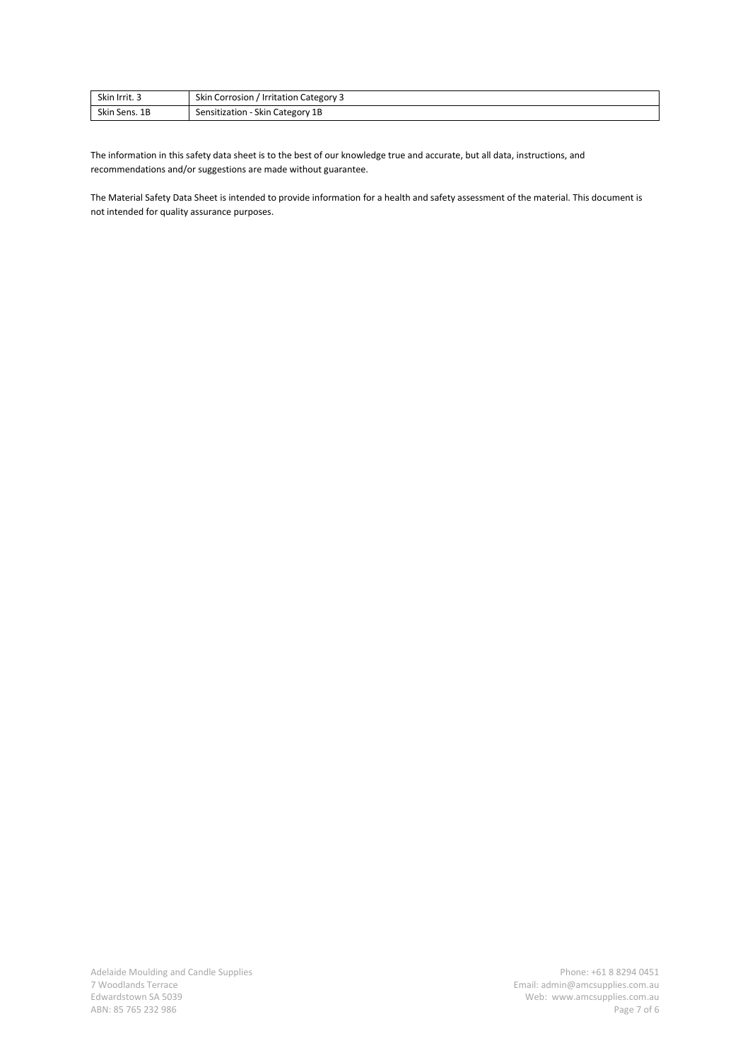| | |
|---|---|
| Skin Irrit. 3 | Skin Corrosion / Irritation Category 3 |
| Skin Sens. 1B | Sensitization - Skin Category 1B |

The information in this safety data sheet is to the best of our knowledge true and accurate, but all data, instructions, and recommendations and/or suggestions are made without guarantee.

The Material Safety Data Sheet is intended to provide information for a health and safety assessment of the material. This document is not intended for quality assurance purposes.